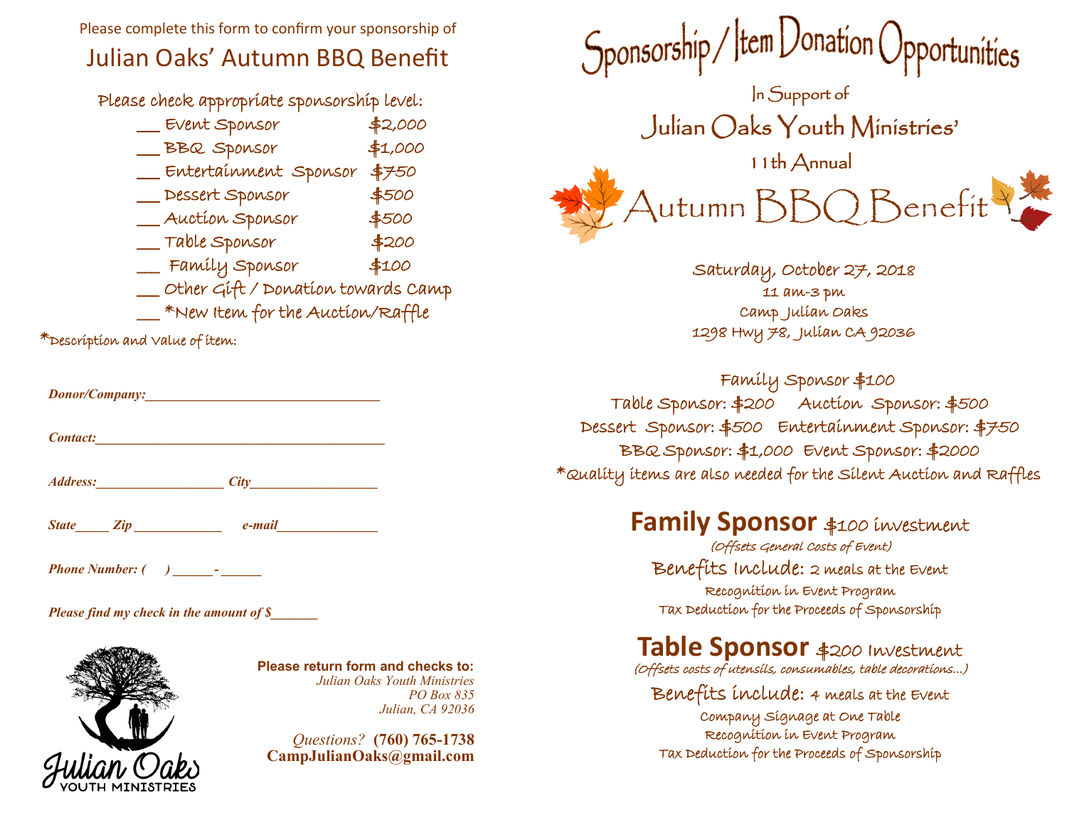Please complete this form to confirm your sponsorship of

## Julian Oaks' Autumn BBQ Benefit

Please check appropriate sponsorship level:

- ___ Event Sponsor $2,000
- ___ BBQ Sponsor $1,000
- ___ Entertainment Sponsor $750
- ___ Dessert Sponsor $500
- ___ Auction Sponsor $500
- ___ Table Sponsor $200
- ___ Family Sponsor $100
- ___ Other Gift / Donation towards Camp
- ___ *New Item for the Auction/Raffle

*Description and Value of item:

***Donor/Company:***_________________________________

***Contact:***__________________________________________

***Address:***__________________ ***City***__________________

***State***_____ ***Zip*** _____________ ***e-mail***______________

***Phone Number: (     ) ______-______***

***Please find my check in the amount of $_______***

Julian Oaks
YOUTH MINISTRIES

**Please return form and checks to:**
*Julian Oaks Youth Ministries*
*PO Box 835*
*Julian, CA 92036*

*Questions?* **(760) 765-1738**
**CampJulianOaks@gmail.com**

# Sponsorship / Item Donation Opportunities

In Support of

## Julian Oaks Youth Ministries'

11th Annual

# Autumn BBQ Benefit

Saturday, October 27, 2018
11 am-3 pm
Camp Julian Oaks
1298 Hwy 78, Julian CA 92036

Family Sponsor $100
Table Sponsor: $200 Auction Sponsor: $500
Dessert Sponsor: $500 Entertainment Sponsor: $750
BBQ Sponsor: $1,000 Event Sponsor: $2000
*Quality items are also needed for the Silent Auction and Raffles

## Family Sponsor $100 investment

*(Offsets General Costs of Event)*

Benefits Include: 2 meals at the Event
Recognition in Event Program
Tax Deduction for the Proceeds of Sponsorship

## Table Sponsor $200 Investment

*(Offsets costs of utensils, consumables, table decorations...)*

Benefits include: 4 meals at the Event
Company Signage at One Table
Recognition in Event Program
Tax Deduction for the Proceeds of Sponsorship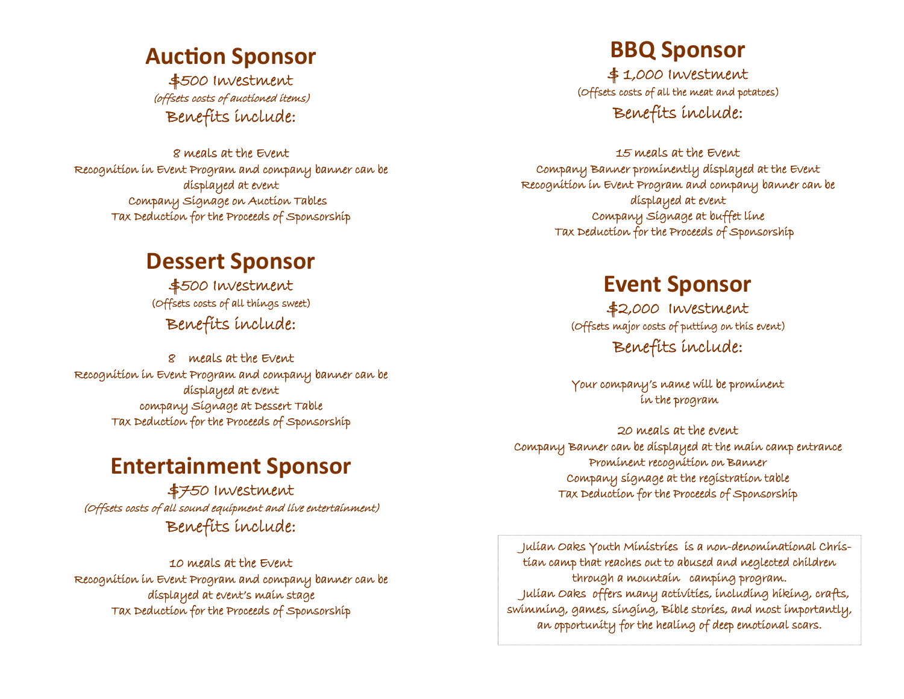## Auction Sponsor

$500 Investment

*(offsets costs of auctioned items)*

Benefits include:

8 meals at the Event
Recognition in Event Program and company banner can be displayed at event
Company Signage on Auction Tables
Tax Deduction for the Proceeds of Sponsorship

## Dessert Sponsor

$500 Investment

(Offsets costs of all things sweet)

Benefits include:

8 meals at the Event
Recognition in Event Program and company banner can be displayed at event
company Signage at Dessert Table
Tax Deduction for the Proceeds of Sponsorship

## Entertainment Sponsor

$750 Investment

*(Offsets costs of all sound equipment and live entertainment)*

Benefits include:

10 meals at the Event
Recognition in Event Program and company banner can be displayed at event's main stage
Tax Deduction for the Proceeds of Sponsorship

## BBQ Sponsor

$ 1,000 Investment

(Offsets costs of all the meat and potatoes)

Benefits include:

15 meals at the Event
Company Banner prominently displayed at the Event
Recognition in Event Program and company banner can be displayed at event
Company Signage at buffet line
Tax Deduction for the Proceeds of Sponsorship

## Event Sponsor

$2,000 Investment

(Offsets major costs of putting on this event)

Benefits include:

Your company's name will be prominent in the program

20 meals at the event
Company Banner can be displayed at the main camp entrance
Prominent recognition on Banner
Company signage at the registration table
Tax Deduction for the Proceeds of Sponsorship

Julian Oaks Youth Ministries is a non-denominational Christian camp that reaches out to abused and neglected children through a mountain camping program.
Julian Oaks offers many activities, including hiking, crafts, swimming, games, singing, Bible stories, and most importantly, an opportunity for the healing of deep emotional scars.